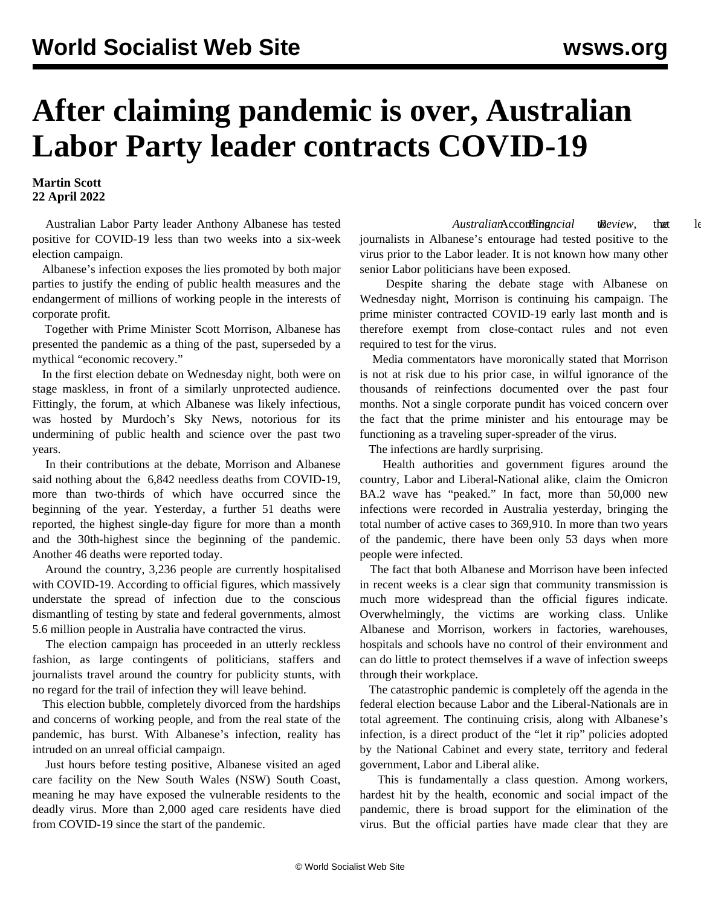# After claiming pandemic is over, Australian Labor Party leader contracts COVID-19

**Martin Scott**
**22 April 2022**

Australian Labor Party leader Anthony Albanese has tested positive for COVID-19 less than two weeks into a six-week election campaign.

Albanese's infection exposes the lies promoted by both major parties to justify the ending of public health measures and the endangerment of millions of working people in the interests of corporate profit.

Together with Prime Minister Scott Morrison, Albanese has presented the pandemic as a thing of the past, superseded by a mythical "economic recovery."

In the first election debate on Wednesday night, both were on stage maskless, in front of a similarly unprotected audience. Fittingly, the forum, at which Albanese was likely infectious, was hosted by Murdoch's Sky News, notorious for its undermining of public health and science over the past two years.

In their contributions at the debate, Morrison and Albanese said nothing about the 6,842 needless deaths from COVID-19, more than two-thirds of which have occurred since the beginning of the year. Yesterday, a further 51 deaths were reported, the highest single-day figure for more than a month and the 30th-highest since the beginning of the pandemic. Another 46 deaths were reported today.

Around the country, 3,236 people are currently hospitalised with COVID-19. According to official figures, which massively understate the spread of infection due to the conscious dismantling of testing by state and federal governments, almost 5.6 million people in Australia have contracted the virus.

The election campaign has proceeded in an utterly reckless fashion, as large contingents of politicians, staffers and journalists travel around the country for publicity stunts, with no regard for the trail of infection they will leave behind.

This election bubble, completely divorced from the hardships and concerns of working people, and from the real state of the pandemic, has burst. With Albanese's infection, reality has intruded on an unreal official campaign.

Just hours before testing positive, Albanese visited an aged care facility on the New South Wales (NSW) South Coast, meaning he may have exposed the vulnerable residents to the deadly virus. More than 2,000 aged care residents have died from COVID-19 since the start of the pandemic.

According to the *Australian Financial Review*, at le journalists in Albanese's entourage had tested positive to the virus prior to the Labor leader. It is not known how many other senior Labor politicians have been exposed.

Despite sharing the debate stage with Albanese on Wednesday night, Morrison is continuing his campaign. The prime minister contracted COVID-19 early last month and is therefore exempt from close-contact rules and not even required to test for the virus.

Media commentators have moronically stated that Morrison is not at risk due to his prior case, in wilful ignorance of the thousands of reinfections documented over the past four months. Not a single corporate pundit has voiced concern over the fact that the prime minister and his entourage may be functioning as a traveling super-spreader of the virus.

The infections are hardly surprising.

Health authorities and government figures around the country, Labor and Liberal-National alike, claim the Omicron BA.2 wave has "peaked." In fact, more than 50,000 new infections were recorded in Australia yesterday, bringing the total number of active cases to 369,910. In more than two years of the pandemic, there have been only 53 days when more people were infected.

The fact that both Albanese and Morrison have been infected in recent weeks is a clear sign that community transmission is much more widespread than the official figures indicate. Overwhelmingly, the victims are working class. Unlike Albanese and Morrison, workers in factories, warehouses, hospitals and schools have no control of their environment and can do little to protect themselves if a wave of infection sweeps through their workplace.

The catastrophic pandemic is completely off the agenda in the federal election because Labor and the Liberal-Nationals are in total agreement. The continuing crisis, along with Albanese's infection, is a direct product of the "let it rip" policies adopted by the National Cabinet and every state, territory and federal government, Labor and Liberal alike.

This is fundamentally a class question. Among workers, hardest hit by the health, economic and social impact of the pandemic, there is broad support for the elimination of the virus. But the official parties have made clear that they are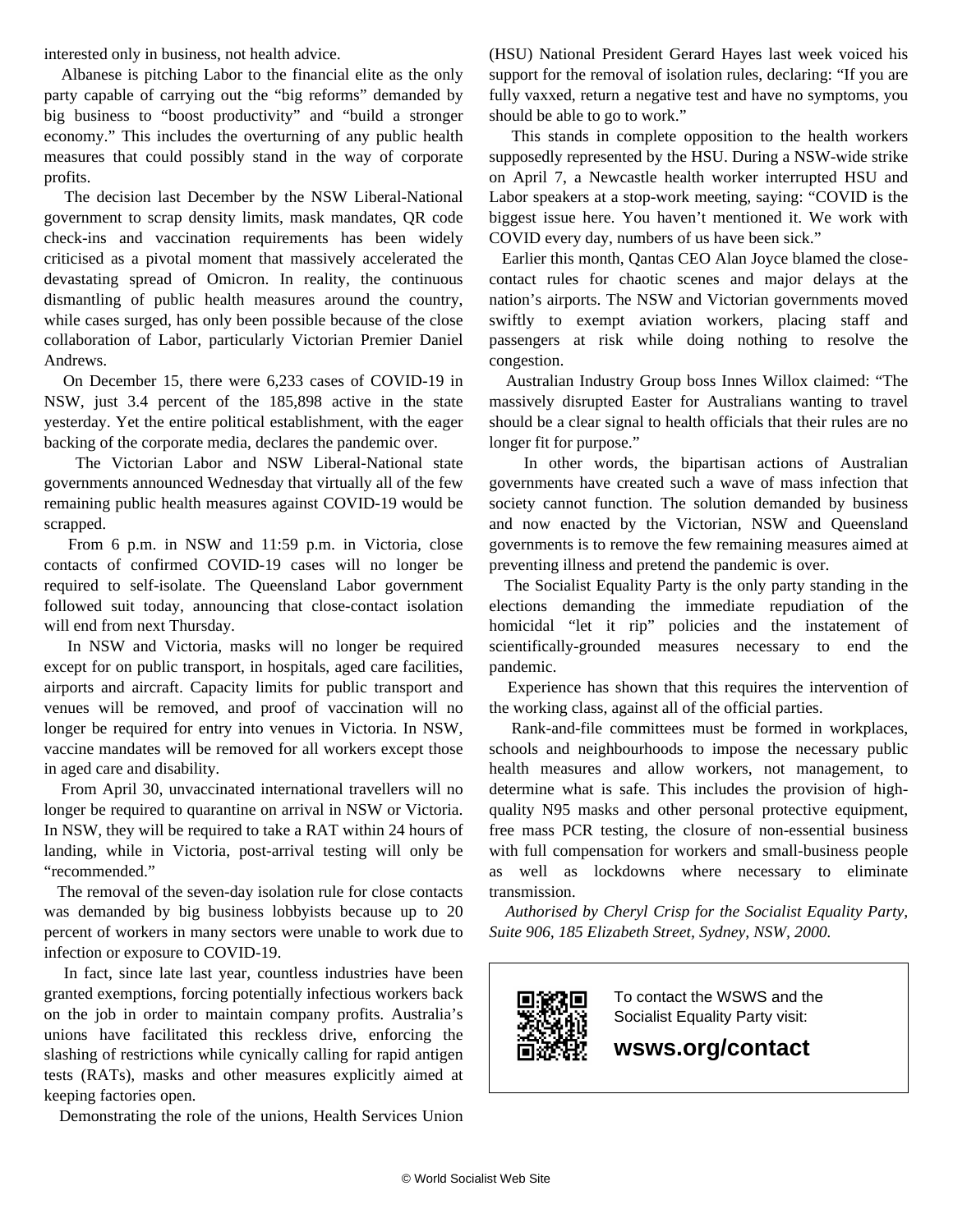interested only in business, not health advice.

Albanese is pitching Labor to the financial elite as the only party capable of carrying out the "big reforms" demanded by big business to "boost productivity" and "build a stronger economy." This includes the overturning of any public health measures that could possibly stand in the way of corporate profits.

The decision last December by the NSW Liberal-National government to scrap density limits, mask mandates, QR code check-ins and vaccination requirements has been widely criticised as a pivotal moment that massively accelerated the devastating spread of Omicron. In reality, the continuous dismantling of public health measures around the country, while cases surged, has only been possible because of the close collaboration of Labor, particularly Victorian Premier Daniel Andrews.

On December 15, there were 6,233 cases of COVID-19 in NSW, just 3.4 percent of the 185,898 active in the state yesterday. Yet the entire political establishment, with the eager backing of the corporate media, declares the pandemic over.

The Victorian Labor and NSW Liberal-National state governments announced Wednesday that virtually all of the few remaining public health measures against COVID-19 would be scrapped.

From 6 p.m. in NSW and 11:59 p.m. in Victoria, close contacts of confirmed COVID-19 cases will no longer be required to self-isolate. The Queensland Labor government followed suit today, announcing that close-contact isolation will end from next Thursday.

In NSW and Victoria, masks will no longer be required except for on public transport, in hospitals, aged care facilities, airports and aircraft. Capacity limits for public transport and venues will be removed, and proof of vaccination will no longer be required for entry into venues in Victoria. In NSW, vaccine mandates will be removed for all workers except those in aged care and disability.

From April 30, unvaccinated international travellers will no longer be required to quarantine on arrival in NSW or Victoria. In NSW, they will be required to take a RAT within 24 hours of landing, while in Victoria, post-arrival testing will only be "recommended."

The removal of the seven-day isolation rule for close contacts was demanded by big business lobbyists because up to 20 percent of workers in many sectors were unable to work due to infection or exposure to COVID-19.

In fact, since late last year, countless industries have been granted exemptions, forcing potentially infectious workers back on the job in order to maintain company profits. Australia's unions have facilitated this reckless drive, enforcing the slashing of restrictions while cynically calling for rapid antigen tests (RATs), masks and other measures explicitly aimed at keeping factories open.

Demonstrating the role of the unions, Health Services Union (HSU) National President Gerard Hayes last week voiced his support for the removal of isolation rules, declaring: "If you are fully vaxxed, return a negative test and have no symptoms, you should be able to go to work."

This stands in complete opposition to the health workers supposedly represented by the HSU. During a NSW-wide strike on April 7, a Newcastle health worker interrupted HSU and Labor speakers at a stop-work meeting, saying: "COVID is the biggest issue here. You haven't mentioned it. We work with COVID every day, numbers of us have been sick."

Earlier this month, Qantas CEO Alan Joyce blamed the close-contact rules for chaotic scenes and major delays at the nation's airports. The NSW and Victorian governments moved swiftly to exempt aviation workers, placing staff and passengers at risk while doing nothing to resolve the congestion.

Australian Industry Group boss Innes Willox claimed: "The massively disrupted Easter for Australians wanting to travel should be a clear signal to health officials that their rules are no longer fit for purpose."

In other words, the bipartisan actions of Australian governments have created such a wave of mass infection that society cannot function. The solution demanded by business and now enacted by the Victorian, NSW and Queensland governments is to remove the few remaining measures aimed at preventing illness and pretend the pandemic is over.

The Socialist Equality Party is the only party standing in the elections demanding the immediate repudiation of the homicidal "let it rip" policies and the instatement of scientifically-grounded measures necessary to end the pandemic.

Experience has shown that this requires the intervention of the working class, against all of the official parties.

Rank-and-file committees must be formed in workplaces, schools and neighbourhoods to impose the necessary public health measures and allow workers, not management, to determine what is safe. This includes the provision of high-quality N95 masks and other personal protective equipment, free mass PCR testing, the closure of non-essential business with full compensation for workers and small-business people as well as lockdowns where necessary to eliminate transmission.

*Authorised by Cheryl Crisp for the Socialist Equality Party, Suite 906, 185 Elizabeth Street, Sydney, NSW, 2000.*

To contact the WSWS and the Socialist Equality Party visit:

**wsws.org/contact**